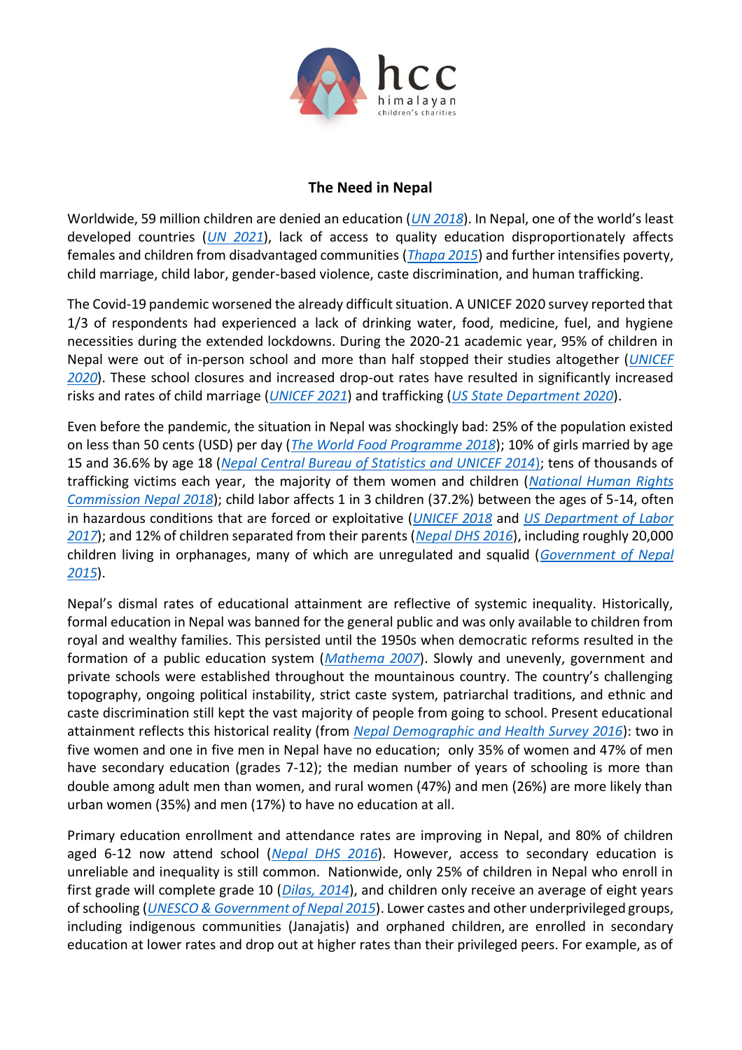## The Need in Nepal

Worldwide, 59 million children are denied an education (*UN 2018*). In Nepal, one of the world's least developed countries (*UN 2021*), lack of access to quality education disproportionately affects females and children from disadvantaged communities (*Thapa 2015*) and further intensifies poverty, child marriage, child labor, gender-based violence, caste discrimination, and human trafficking.

The Covid-19 pandemic worsened the already difficult situation. A UNICEF 2020 survey reported that 1/3 of respondents had experienced a lack of drinking water, food, medicine, fuel, and hygiene necessities during the extended lockdowns. During the 2020-21 academic year, 95% of children in Nepal were out of in-person school and more than half stopped their studies altogether (*UNICEF 2020*). These school closures and increased drop-out rates have resulted in significantly increased risks and rates of child marriage (*UNICEF 2021*) and trafficking (*US State Department 2020*).

Even before the pandemic, the situation in Nepal was shockingly bad: 25% of the population existed on less than 50 cents (USD) per day (*The World Food Programme 2018*); 10% of girls married by age 15 and 36.6% by age 18 (*Nepal Central Bureau of Statistics and UNICEF 2014)*; tens of thousands of trafficking victims each year, the majority of them women and children (*National Human Rights Commission Nepal 2018*); child labor affects 1 in 3 children (37.2%) between the ages of 5-14, often in hazardous conditions that are forced or exploitative (*UNICEF 2018* and *US Department of Labor 2017*); and 12% of children separated from their parents (*Nepal DHS 2016*), including roughly 20,000 children living in orphanages, many of which are unregulated and squalid (*Government of Nepal 2015*).

Nepal's dismal rates of educational attainment are reflective of systemic inequality. Historically, formal education in Nepal was banned for the general public and was only available to children from royal and wealthy families. This persisted until the 1950s when democratic reforms resulted in the formation of a public education system (*Mathema 2007*). Slowly and unevenly, government and private schools were established throughout the mountainous country. The country's challenging topography, ongoing political instability, strict caste system, patriarchal traditions, and ethnic and caste discrimination still kept the vast majority of people from going to school. Present educational attainment reflects this historical reality (from *Nepal Demographic and Health Survey 2016*): two in five women and one in five men in Nepal have no education; only 35% of women and 47% of men have secondary education (grades 7-12); the median number of years of schooling is more than double among adult men than women, and rural women (47%) and men (26%) are more likely than urban women (35%) and men (17%) to have no education at all.

Primary education enrollment and attendance rates are improving in Nepal, and 80% of children aged 6-12 now attend school (*Nepal DHS 2016*). However, access to secondary education is unreliable and inequality is still common. Nationwide, only 25% of children in Nepal who enroll in first grade will complete grade 10 (*Dilas, 2014*), and children only receive an average of eight years of schooling (*UNESCO & Government of Nepal 2015*). Lower castes and other underprivileged groups, including indigenous communities (Janajatis) and orphaned children, are enrolled in secondary education at lower rates and drop out at higher rates than their privileged peers. For example, as of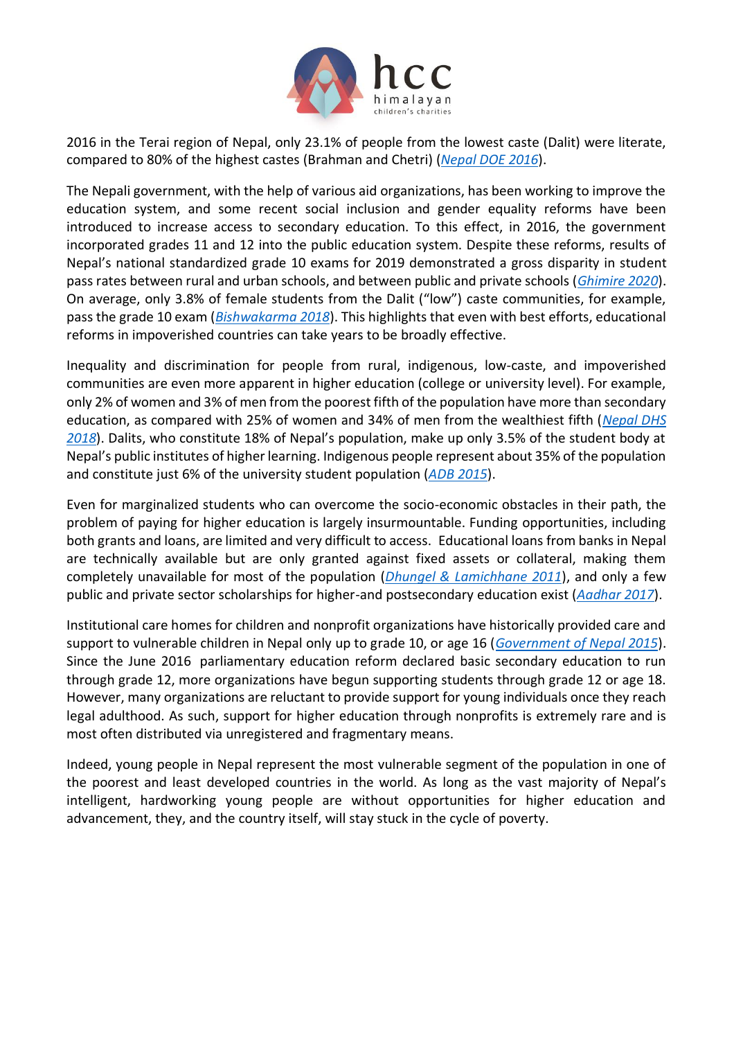2016 in the Terai region of Nepal, only 23.1% of people from the lowest caste (Dalit) were literate, compared to 80% of the highest castes (Brahman and Chetri) (*Nepal DOE 2016*).

The Nepali government, with the help of various aid organizations, has been working to improve the education system, and some recent social inclusion and gender equality reforms have been introduced to increase access to secondary education. To this effect, in 2016, the government incorporated grades 11 and 12 into the public education system. Despite these reforms, results of Nepal's national standardized grade 10 exams for 2019 demonstrated a gross disparity in student pass rates between rural and urban schools, and between public and private schools (*Ghimire 2020*). On average, only 3.8% of female students from the Dalit ("low") caste communities, for example, pass the grade 10 exam (*Bishwakarma 2018*). This highlights that even with best efforts, educational reforms in impoverished countries can take years to be broadly effective.

Inequality and discrimination for people from rural, indigenous, low-caste, and impoverished communities are even more apparent in higher education (college or university level). For example, only 2% of women and 3% of men from the poorest fifth of the population have more than secondary education, as compared with 25% of women and 34% of men from the wealthiest fifth (*Nepal DHS 2018*). Dalits, who constitute 18% of Nepal's population, make up only 3.5% of the student body at Nepal's public institutes of higher learning. Indigenous people represent about 35% of the population and constitute just 6% of the university student population (*ADB 2015*).

Even for marginalized students who can overcome the socio-economic obstacles in their path, the problem of paying for higher education is largely insurmountable. Funding opportunities, including both grants and loans, are limited and very difficult to access. Educational loans from banks in Nepal are technically available but are only granted against fixed assets or collateral, making them completely unavailable for most of the population (*Dhungel & Lamichhane 2011*), and only a few public and private sector scholarships for higher-and postsecondary education exist (*Aadhar 2017*).

Institutional care homes for children and nonprofit organizations have historically provided care and support to vulnerable children in Nepal only up to grade 10, or age 16 (*Government of Nepal 2015*). Since the June 2016 parliamentary education reform declared basic secondary education to run through grade 12, more organizations have begun supporting students through grade 12 or age 18. However, many organizations are reluctant to provide support for young individuals once they reach legal adulthood. As such, support for higher education through nonprofits is extremely rare and is most often distributed via unregistered and fragmentary means.

Indeed, young people in Nepal represent the most vulnerable segment of the population in one of the poorest and least developed countries in the world. As long as the vast majority of Nepal's intelligent, hardworking young people are without opportunities for higher education and advancement, they, and the country itself, will stay stuck in the cycle of poverty.